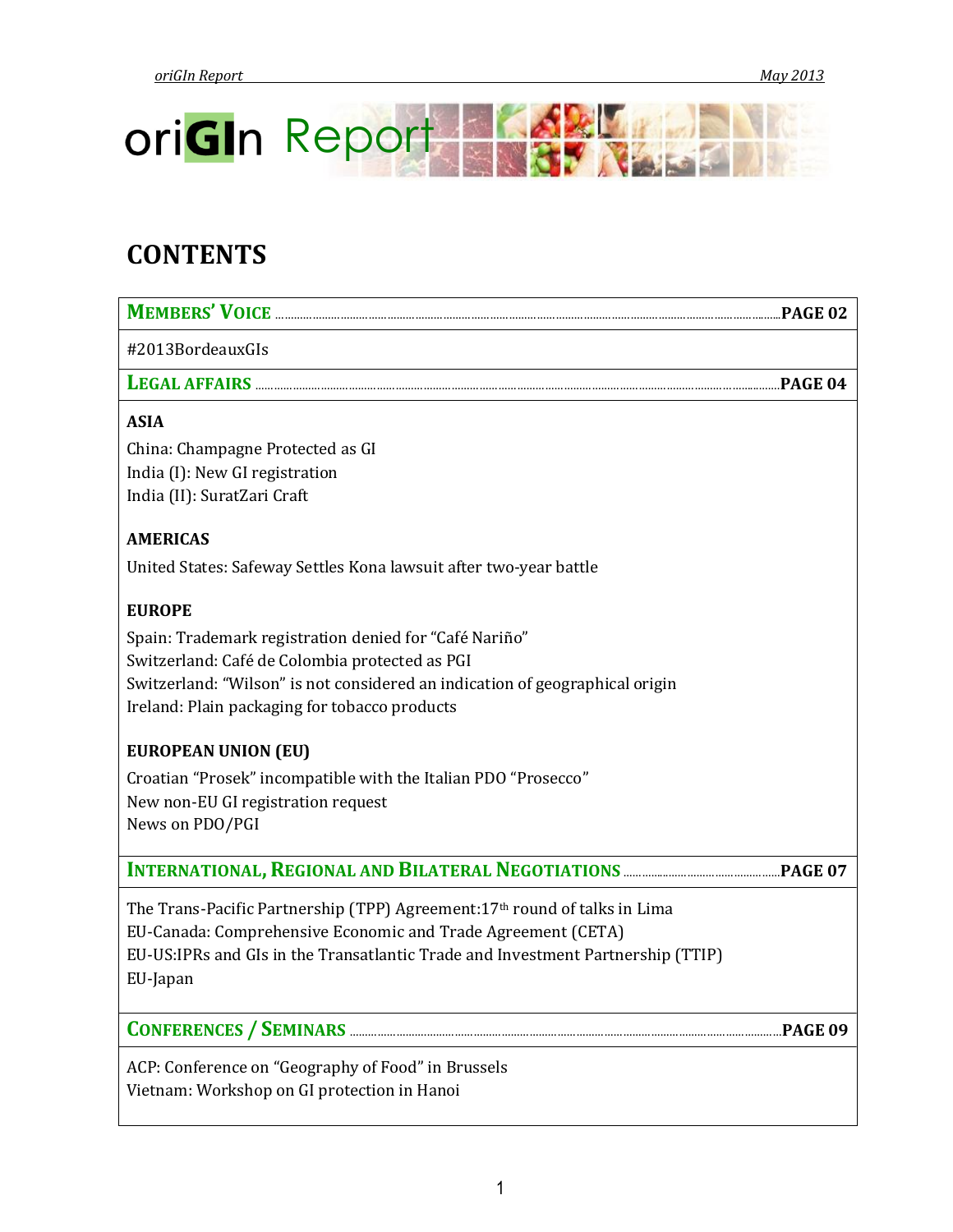# oriGIn Report

## CONTENTS

| **MEMBERS' VOICE** | **PAGE 02** |
|---|---|
| #2013BordeauxGIs | |
| **LEGAL AFFAIRS** | **PAGE 04** |
| **ASIA**<br>China: Champagne Protected as GI<br>India (I): New GI registration<br>India (II): SuratZari Craft<br><br>**AMERICAS**<br>United States: Safeway Settles Kona lawsuit after two-year battle<br><br>**EUROPE**<br>Spain: Trademark registration denied for "Café Nariño"<br>Switzerland: Café de Colombia protected as PGI<br>Switzerland: "Wilson" is not considered an indication of geographical origin<br>Ireland: Plain packaging for tobacco products<br><br>**EUROPEAN UNION (EU)**<br>Croatian "Prosek" incompatible with the Italian PDO "Prosecco"<br>New non-EU GI registration request<br>News on PDO/PGI | |
| **INTERNATIONAL, REGIONAL AND BILATERAL NEGOTIATIONS** | **PAGE 07** |
| The Trans-Pacific Partnership (TPP) Agreement:17th round of talks in Lima<br>EU-Canada: Comprehensive Economic and Trade Agreement (CETA)<br>EU-US:IPRs and GIs in the Transatlantic Trade and Investment Partnership (TTIP)<br>EU-Japan | |
| **CONFERENCES / SEMINARS** | **PAGE 09** |
| ACP: Conference on "Geography of Food" in Brussels<br>Vietnam: Workshop on GI protection in Hanoi | |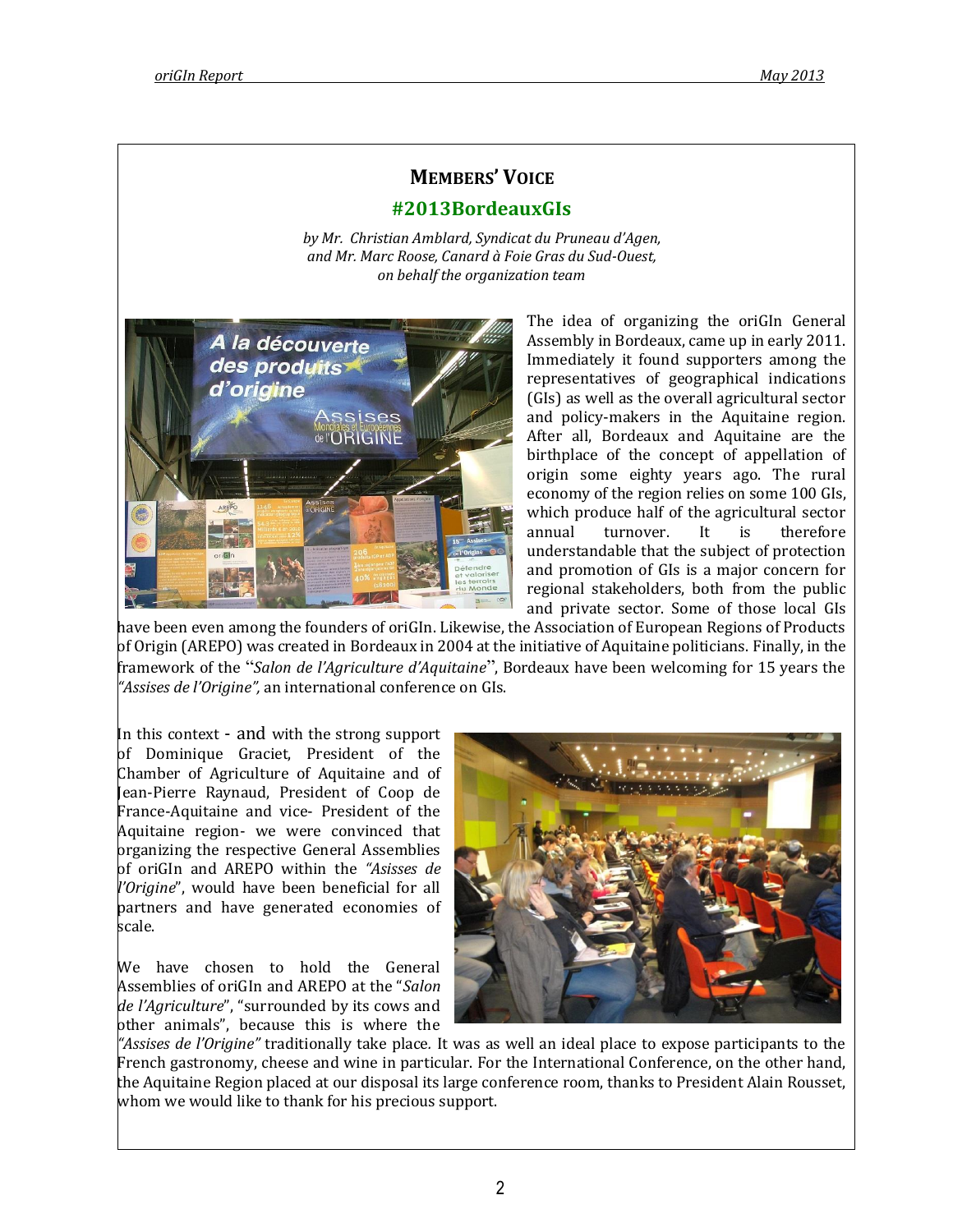## MEMBERS' VOICE

### #2013BordeauxGIs

*by Mr. Christian Amblard, Syndicat du Pruneau d'Agen, and Mr. Marc Roose, Canard à Foie Gras du Sud-Ouest, on behalf the organization team*

The idea of organizing the oriGIn General Assembly in Bordeaux, came up in early 2011. Immediately it found supporters among the representatives of geographical indications (GIs) as well as the overall agricultural sector and policy-makers in the Aquitaine region. After all, Bordeaux and Aquitaine are the birthplace of the concept of appellation of origin some eighty years ago. The rural economy of the region relies on some 100 GIs, which produce half of the agricultural sector annual turnover. It is therefore understandable that the subject of protection and promotion of GIs is a major concern for regional stakeholders, both from the public and private sector. Some of those local GIs have been even among the founders of oriGIn. Likewise, the Association of European Regions of Products of Origin (AREPO) was created in Bordeaux in 2004 at the initiative of Aquitaine politicians. Finally, in the framework of the "*Salon de l'Agriculture d'Aquitaine*", Bordeaux have been welcoming for 15 years the *"Assises de l'Origine",* an international conference on GIs.

In this context - and with the strong support of Dominique Graciet, President of the Chamber of Agriculture of Aquitaine and of Jean-Pierre Raynaud, President of Coop de France-Aquitaine and vice- President of the Aquitaine region- we were convinced that organizing the respective General Assemblies of oriGIn and AREPO within the *"Asisses de l'Origine*", would have been beneficial for all partners and have generated economies of scale.

We have chosen to hold the General Assemblies of oriGIn and AREPO at the "*Salon de l'Agriculture*", "surrounded by its cows and other animals", because this is where the *"Assises de l'Origine"* traditionally take place. It was as well an ideal place to expose participants to the French gastronomy, cheese and wine in particular. For the International Conference, on the other hand, the Aquitaine Region placed at our disposal its large conference room, thanks to President Alain Rousset, whom we would like to thank for his precious support.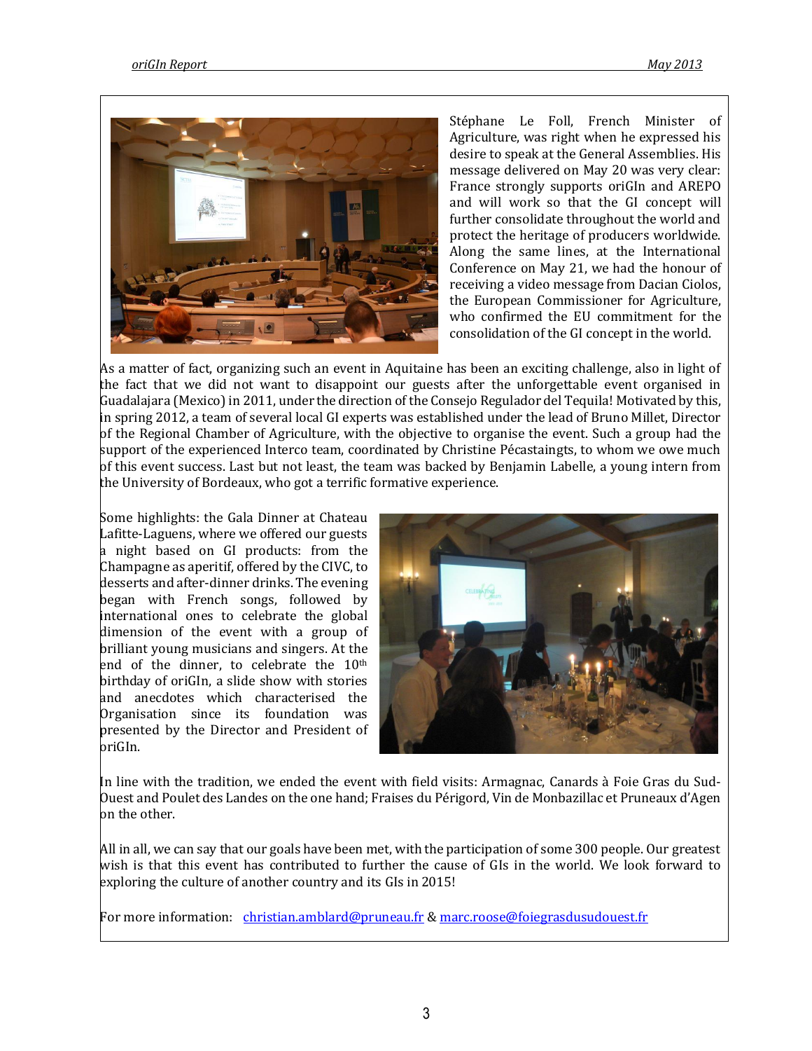Stéphane Le Foll, French Minister of Agriculture, was right when he expressed his desire to speak at the General Assemblies. His message delivered on May 20 was very clear: France strongly supports oriGIn and AREPO and will work so that the GI concept will further consolidate throughout the world and protect the heritage of producers worldwide. Along the same lines, at the International Conference on May 21, we had the honour of receiving a video message from Dacian Ciolos, the European Commissioner for Agriculture, who confirmed the EU commitment for the consolidation of the GI concept in the world.

As a matter of fact, organizing such an event in Aquitaine has been an exciting challenge, also in light of the fact that we did not want to disappoint our guests after the unforgettable event organised in Guadalajara (Mexico) in 2011, under the direction of the Consejo Regulador del Tequila! Motivated by this, in spring 2012, a team of several local GI experts was established under the lead of Bruno Millet, Director of the Regional Chamber of Agriculture, with the objective to organise the event. Such a group had the support of the experienced Interco team, coordinated by Christine Pécastaingts, to whom we owe much of this event success. Last but not least, the team was backed by Benjamin Labelle, a young intern from the University of Bordeaux, who got a terrific formative experience.

Some highlights: the Gala Dinner at Chateau Lafitte-Laguens, where we offered our guests a night based on GI products: from the Champagne as aperitif, offered by the CIVC, to desserts and after-dinner drinks. The evening began with French songs, followed by international ones to celebrate the global dimension of the event with a group of brilliant young musicians and singers. At the end of the dinner, to celebrate the 10th birthday of oriGIn, a slide show with stories and anecdotes which characterised the Organisation since its foundation was presented by the Director and President of oriGIn.

In line with the tradition, we ended the event with field visits: Armagnac, Canards à Foie Gras du Sud-Ouest and Poulet des Landes on the one hand; Fraises du Périgord, Vin de Monbazillac et Pruneaux d'Agen on the other.

All in all, we can say that our goals have been met, with the participation of some 300 people. Our greatest wish is that this event has contributed to further the cause of GIs in the world. We look forward to exploring the culture of another country and its GIs in 2015!

For more information: christian.amblard@pruneau.fr & marc.roose@foiegrasdusudouest.fr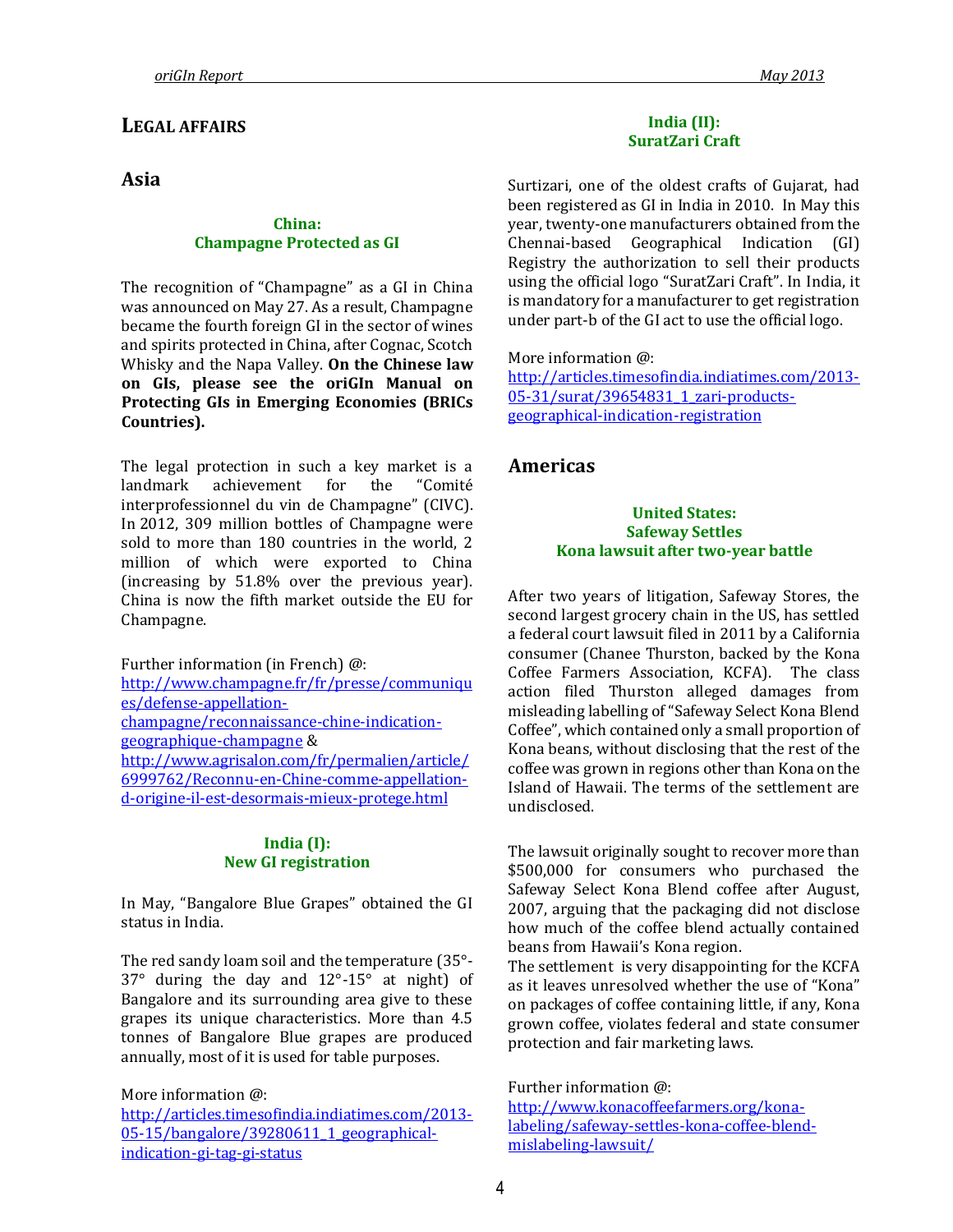## LEGAL AFFAIRS

## Asia

### China: Champagne Protected as GI

The recognition of "Champagne" as a GI in China was announced on May 27. As a result, Champagne became the fourth foreign GI in the sector of wines and spirits protected in China, after Cognac, Scotch Whisky and the Napa Valley. **On the Chinese law on GIs, please see the oriGIn Manual on Protecting GIs in Emerging Economies (BRICs Countries).**

The legal protection in such a key market is a landmark achievement for the "Comité interprofessionnel du vin de Champagne" (CIVC). In 2012, 309 million bottles of Champagne were sold to more than 180 countries in the world, 2 million of which were exported to China (increasing by 51.8% over the previous year). China is now the fifth market outside the EU for Champagne.

Further information (in French) @:
http://www.champagne.fr/fr/presse/communiques/defense-appellation-champagne/reconnaissance-chine-indication-geographique-champagne & http://www.agrisalon.com/fr/permalien/article/6999762/Reconnu-en-Chine-comme-appellation-d-origine-il-est-desormais-mieux-protege.html

### India (I): New GI registration

In May, "Bangalore Blue Grapes" obtained the GI status in India.

The red sandy loam soil and the temperature (35°-37° during the day and 12°-15° at night) of Bangalore and its surrounding area give to these grapes its unique characteristics. More than 4.5 tonnes of Bangalore Blue grapes are produced annually, most of it is used for table purposes.

More information @:
http://articles.timesofindia.indiatimes.com/2013-05-15/bangalore/39280611_1_geographical-indication-gi-tag-gi-status

### India (II): SuratZari Craft

Surtizari, one of the oldest crafts of Gujarat, had been registered as GI in India in 2010. In May this year, twenty-one manufacturers obtained from the Chennai-based Geographical Indication (GI) Registry the authorization to sell their products using the official logo "SuratZari Craft". In India, it is mandatory for a manufacturer to get registration under part-b of the GI act to use the official logo.

More information @:
http://articles.timesofindia.indiatimes.com/2013-05-31/surat/39654831_1_zari-products-geographical-indication-registration

## Americas

### United States: Safeway Settles Kona lawsuit after two-year battle

After two years of litigation, Safeway Stores, the second largest grocery chain in the US, has settled a federal court lawsuit filed in 2011 by a California consumer (Chanee Thurston, backed by the Kona Coffee Farmers Association, KCFA). The class action filed Thurston alleged damages from misleading labelling of "Safeway Select Kona Blend Coffee", which contained only a small proportion of Kona beans, without disclosing that the rest of the coffee was grown in regions other than Kona on the Island of Hawaii. The terms of the settlement are undisclosed.

The lawsuit originally sought to recover more than $500,000 for consumers who purchased the Safeway Select Kona Blend coffee after August, 2007, arguing that the packaging did not disclose how much of the coffee blend actually contained beans from Hawaii's Kona region.
The settlement is very disappointing for the KCFA as it leaves unresolved whether the use of "Kona" on packages of coffee containing little, if any, Kona grown coffee, violates federal and state consumer protection and fair marketing laws.

Further information @:
http://www.konacoffeefarmers.org/kona-labeling/safeway-settles-kona-coffee-blend-mislabeling-lawsuit/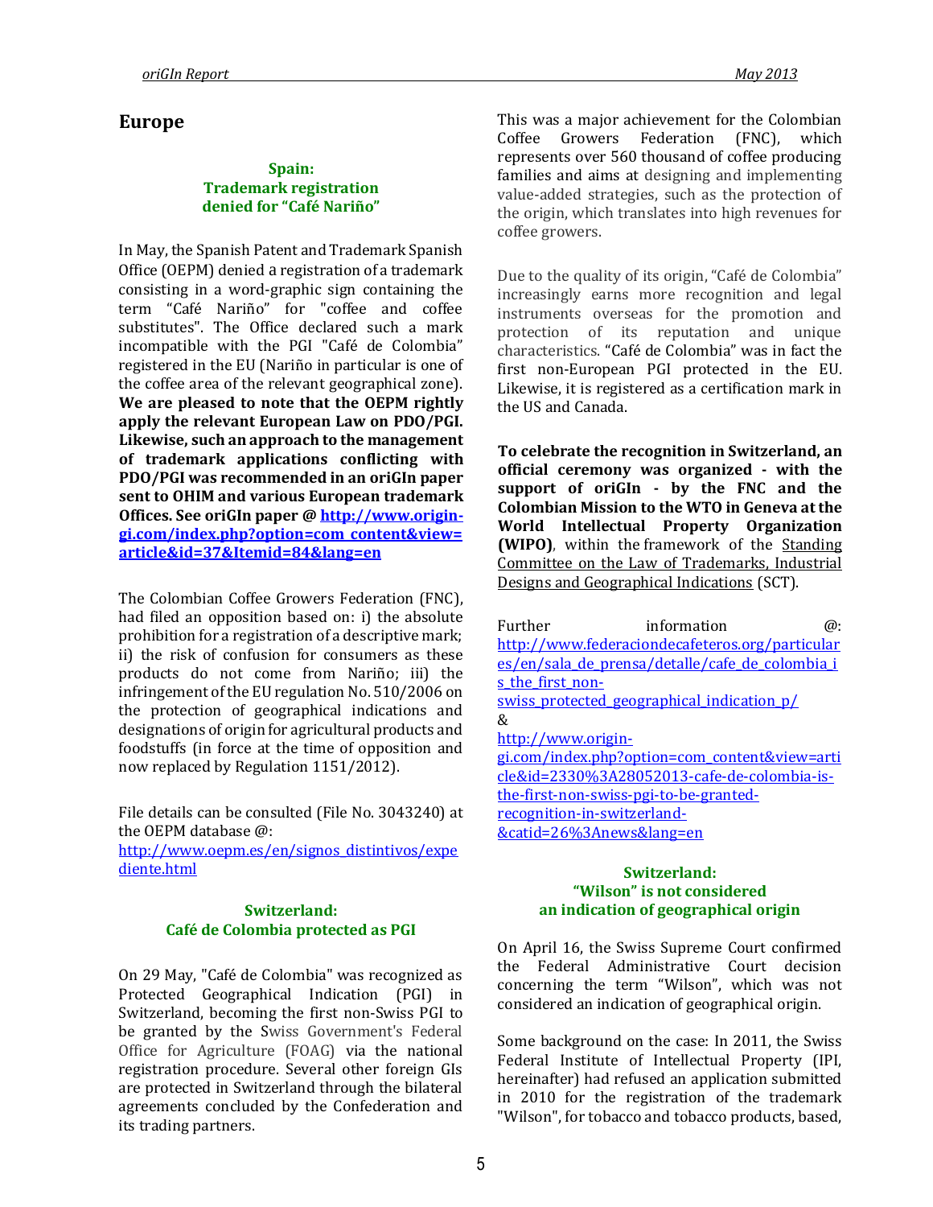# Europe

### Spain: Trademark registration denied for "Café Nariño"

In May, the Spanish Patent and Trademark Spanish Office (OEPM) denied a registration of a trademark consisting in a word-graphic sign containing the term "Café Nariño" for "coffee and coffee substitutes". The Office declared such a mark incompatible with the PGI "Café de Colombia" registered in the EU (Nariño in particular is one of the coffee area of the relevant geographical zone). **We are pleased to note that the OEPM rightly apply the relevant European Law on PDO/PGI. Likewise, such an approach to the management of trademark applications conflicting with PDO/PGI was recommended in an oriGIn paper sent to OHIM and various European trademark Offices. See oriGIn paper @ http://www.origin-gi.com/index.php?option=com_content&view=article&id=37&Itemid=84&lang=en**

The Colombian Coffee Growers Federation (FNC), had filed an opposition based on: i) the absolute prohibition for a registration of a descriptive mark; ii) the risk of confusion for consumers as these products do not come from Nariño; iii) the infringement of the EU regulation No. 510/2006 on the protection of geographical indications and designations of origin for agricultural products and foodstuffs (in force at the time of opposition and now replaced by Regulation 1151/2012).

File details can be consulted (File No. 3043240) at the OEPM database @:
http://www.oepm.es/en/signos_distintivos/expediente.html

### Switzerland: Café de Colombia protected as PGI

On 29 May, "Café de Colombia" was recognized as Protected Geographical Indication (PGI) in Switzerland, becoming the first non-Swiss PGI to be granted by the Swiss Government's Federal Office for Agriculture (FOAG) via the national registration procedure. Several other foreign GIs are protected in Switzerland through the bilateral agreements concluded by the Confederation and its trading partners.

This was a major achievement for the Colombian Coffee Growers Federation (FNC), which represents over 560 thousand of coffee producing families and aims at designing and implementing value-added strategies, such as the protection of the origin, which translates into high revenues for coffee growers.

Due to the quality of its origin, "Café de Colombia" increasingly earns more recognition and legal instruments overseas for the promotion and protection of its reputation and unique characteristics. "Café de Colombia" was in fact the first non-European PGI protected in the EU. Likewise, it is registered as a certification mark in the US and Canada.

**To celebrate the recognition in Switzerland, an official ceremony was organized - with the support of oriGIn - by the FNC and the Colombian Mission to the WTO in Geneva at the World Intellectual Property Organization (WIPO)**, within the framework of the Standing Committee on the Law of Trademarks, Industrial Designs and Geographical Indications (SCT).

Further information @:
http://www.federaciondecafeteros.org/particulares/en/sala_de_prensa/detalle/cafe_de_colombia_is_the_first_non-swiss_protected_geographical_indication_p/
&
http://www.origin-gi.com/index.php?option=com_content&view=article&id=2330%3A28052013-cafe-de-colombia-is-the-first-non-swiss-pgi-to-be-granted-recognition-in-switzerland-&catid=26%3Anews&lang=en

### Switzerland: "Wilson" is not considered an indication of geographical origin

On April 16, the Swiss Supreme Court confirmed the Federal Administrative Court decision concerning the term "Wilson", which was not considered an indication of geographical origin.

Some background on the case: In 2011, the Swiss Federal Institute of Intellectual Property (IPI, hereinafter) had refused an application submitted in 2010 for the registration of the trademark "Wilson", for tobacco and tobacco products, based,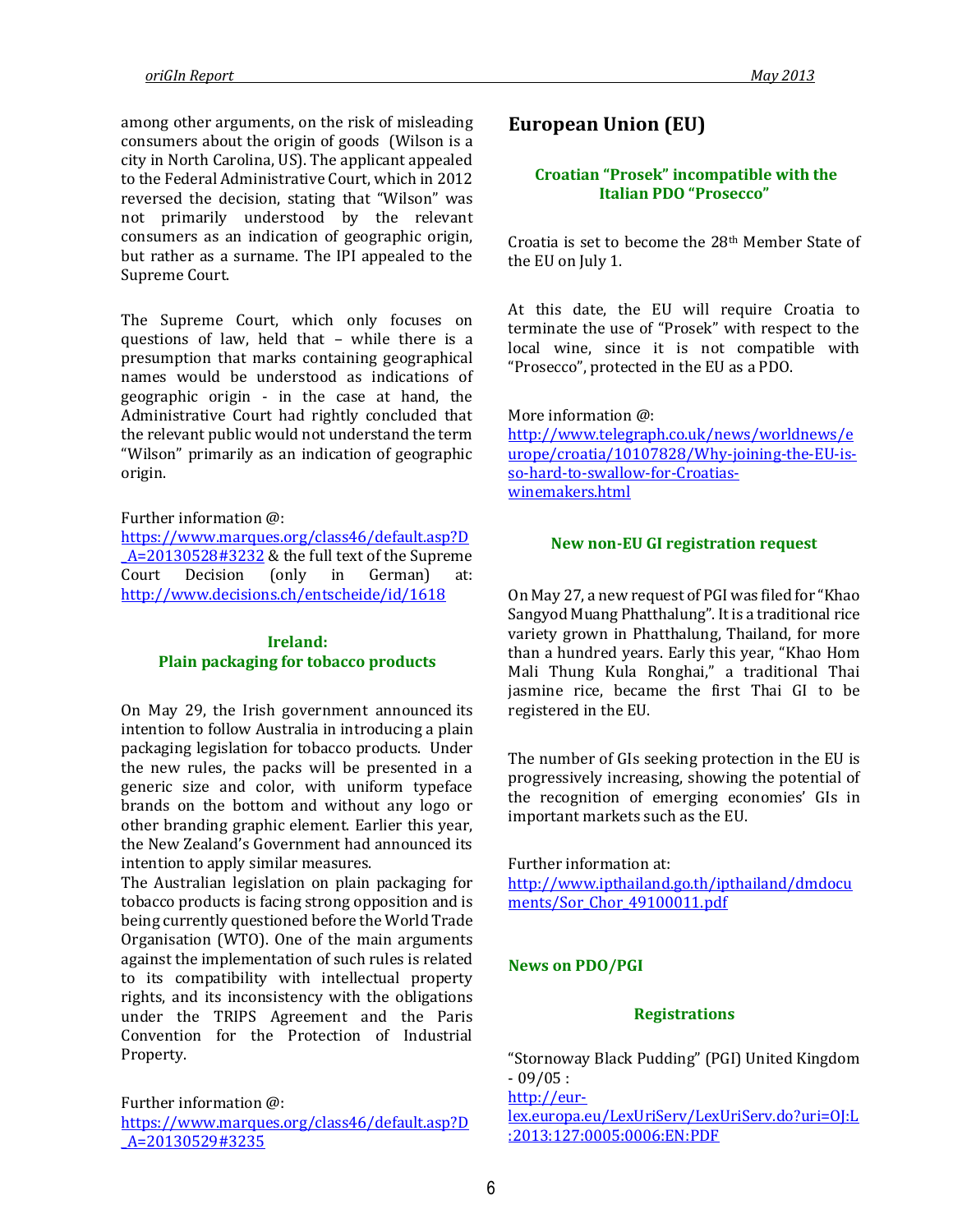among other arguments, on the risk of misleading consumers about the origin of goods (Wilson is a city in North Carolina, US). The applicant appealed to the Federal Administrative Court, which in 2012 reversed the decision, stating that "Wilson" was not primarily understood by the relevant consumers as an indication of geographic origin, but rather as a surname. The IPI appealed to the Supreme Court.

The Supreme Court, which only focuses on questions of law, held that – while there is a presumption that marks containing geographical names would be understood as indications of geographic origin - in the case at hand, the Administrative Court had rightly concluded that the relevant public would not understand the term "Wilson" primarily as an indication of geographic origin.

Further information @:
https://www.marques.org/class46/default.asp?D_A=20130528#3232 & the full text of the Supreme Court Decision (only in German) at: http://www.decisions.ch/entscheide/id/1618

### Ireland: Plain packaging for tobacco products

On May 29, the Irish government announced its intention to follow Australia in introducing a plain packaging legislation for tobacco products. Under the new rules, the packs will be presented in a generic size and color, with uniform typeface brands on the bottom and without any logo or other branding graphic element. Earlier this year, the New Zealand's Government had announced its intention to apply similar measures.
The Australian legislation on plain packaging for tobacco products is facing strong opposition and is being currently questioned before the World Trade Organisation (WTO). One of the main arguments against the implementation of such rules is related to its compatibility with intellectual property rights, and its inconsistency with the obligations under the TRIPS Agreement and the Paris Convention for the Protection of Industrial Property.

Further information @:
https://www.marques.org/class46/default.asp?D_A=20130529#3235

## European Union (EU)

### Croatian "Prosek" incompatible with the Italian PDO "Prosecco"

Croatia is set to become the 28th Member State of the EU on July 1.

At this date, the EU will require Croatia to terminate the use of "Prosek" with respect to the local wine, since it is not compatible with "Prosecco", protected in the EU as a PDO.

More information @:
http://www.telegraph.co.uk/news/worldnews/europe/croatia/10107828/Why-joining-the-EU-is-so-hard-to-swallow-for-Croatias-winemakers.html

### New non-EU GI registration request

On May 27, a new request of PGI was filed for "Khao Sangyod Muang Phatthalung". It is a traditional rice variety grown in Phatthalung, Thailand, for more than a hundred years. Early this year, "Khao Hom Mali Thung Kula Ronghai," a traditional Thai jasmine rice, became the first Thai GI to be registered in the EU.

The number of GIs seeking protection in the EU is progressively increasing, showing the potential of the recognition of emerging economies' GIs in important markets such as the EU.

Further information at:
http://www.ipthailand.go.th/ipthailand/dmdocuments/Sor_Chor_49100011.pdf

### News on PDO/PGI

#### Registrations

"Stornoway Black Pudding" (PGI) United Kingdom - 09/05 :
http://eur-lex.europa.eu/LexUriServ/LexUriServ.do?uri=OJ:L:2013:127:0005:0006:EN:PDF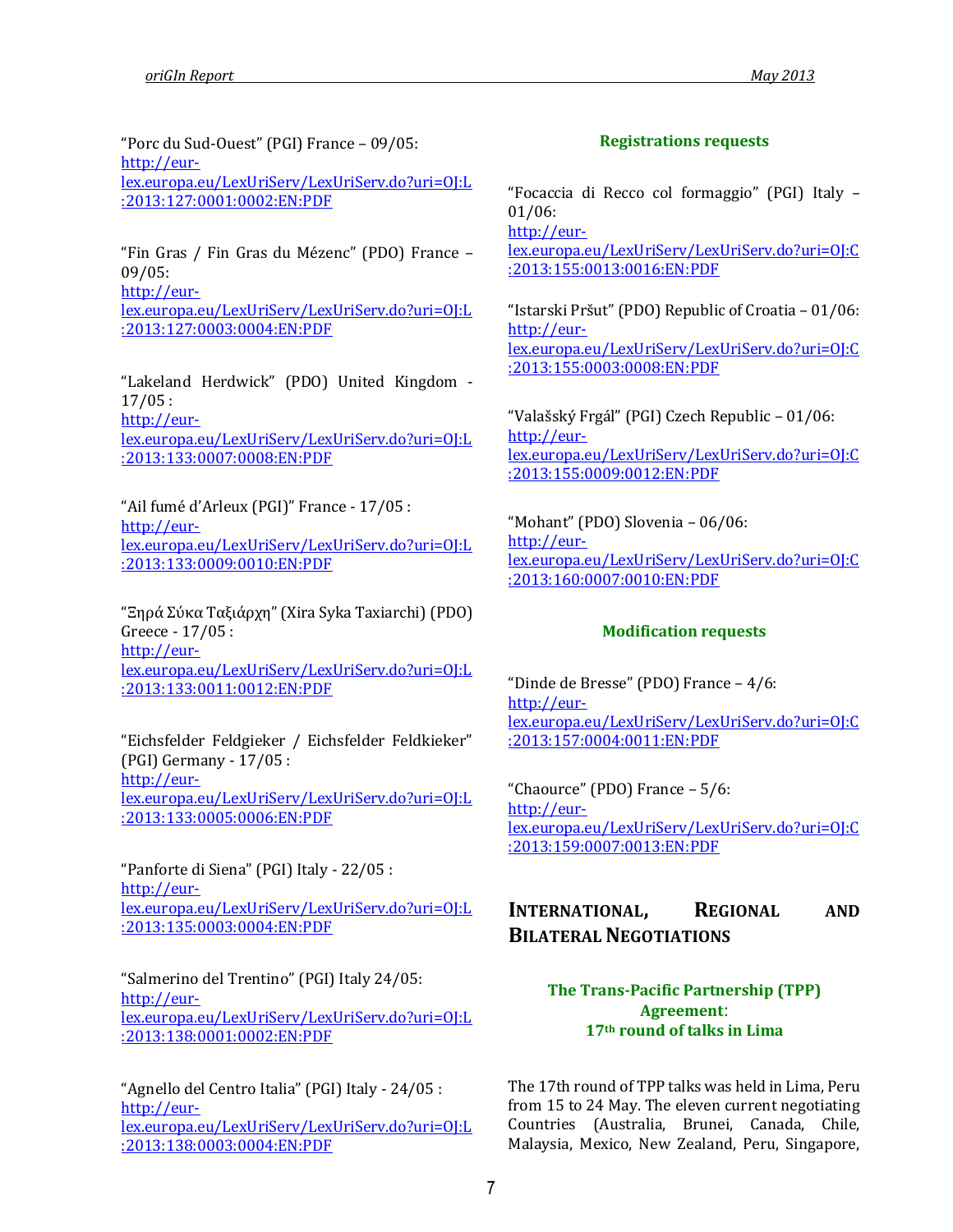"Porc du Sud-Ouest" (PGI) France – 09/05:
http://eur-lex.europa.eu/LexUriServ/LexUriServ.do?uri=OJ:L:2013:127:0001:0002:EN:PDF

"Fin Gras / Fin Gras du Mézenc" (PDO) France – 09/05:
http://eur-lex.europa.eu/LexUriServ/LexUriServ.do?uri=OJ:L:2013:127:0003:0004:EN:PDF

"Lakeland Herdwick" (PDO) United Kingdom - 17/05 :
http://eur-lex.europa.eu/LexUriServ/LexUriServ.do?uri=OJ:L:2013:133:0007:0008:EN:PDF

"Ail fumé d'Arleux (PGI)" France - 17/05 :
http://eur-lex.europa.eu/LexUriServ/LexUriServ.do?uri=OJ:L:2013:133:0009:0010:EN:PDF

"Ξηρά Σύκα Ταξιάρχη" (Xira Syka Taxiarchi) (PDO) Greece - 17/05 :
http://eur-lex.europa.eu/LexUriServ/LexUriServ.do?uri=OJ:L:2013:133:0011:0012:EN:PDF

"Eichsfelder Feldgieker / Eichsfelder Feldkieker" (PGI) Germany - 17/05 :
http://eur-lex.europa.eu/LexUriServ/LexUriServ.do?uri=OJ:L:2013:133:0005:0006:EN:PDF

"Panforte di Siena" (PGI) Italy - 22/05 :
http://eur-lex.europa.eu/LexUriServ/LexUriServ.do?uri=OJ:L:2013:135:0003:0004:EN:PDF

"Salmerino del Trentino" (PGI) Italy 24/05:
http://eur-lex.europa.eu/LexUriServ/LexUriServ.do?uri=OJ:L:2013:138:0001:0002:EN:PDF

"Agnello del Centro Italia" (PGI) Italy - 24/05 :
http://eur-lex.europa.eu/LexUriServ/LexUriServ.do?uri=OJ:L:2013:138:0003:0004:EN:PDF

### Registrations requests

"Focaccia di Recco col formaggio" (PGI) Italy – 01/06:
http://eur-lex.europa.eu/LexUriServ/LexUriServ.do?uri=OJ:C:2013:155:0013:0016:EN:PDF

"Istarski Pršut" (PDO) Republic of Croatia – 01/06:
http://eur-lex.europa.eu/LexUriServ/LexUriServ.do?uri=OJ:C:2013:155:0003:0008:EN:PDF

"Valašský Frgál" (PGI) Czech Republic – 01/06:
http://eur-lex.europa.eu/LexUriServ/LexUriServ.do?uri=OJ:C:2013:155:0009:0012:EN:PDF

"Mohant" (PDO) Slovenia – 06/06:
http://eur-lex.europa.eu/LexUriServ/LexUriServ.do?uri=OJ:C:2013:160:0007:0010:EN:PDF

### Modification requests

"Dinde de Bresse" (PDO) France – 4/6:
http://eur-lex.europa.eu/LexUriServ/LexUriServ.do?uri=OJ:C:2013:157:0004:0011:EN:PDF

"Chaource" (PDO) France – 5/6:
http://eur-lex.europa.eu/LexUriServ/LexUriServ.do?uri=OJ:C:2013:159:0007:0013:EN:PDF

## International, Regional and Bilateral Negotiations

### The Trans-Pacific Partnership (TPP) Agreement: 17th round of talks in Lima

The 17th round of TPP talks was held in Lima, Peru from 15 to 24 May. The eleven current negotiating Countries (Australia, Brunei, Canada, Chile, Malaysia, Mexico, New Zealand, Peru, Singapore,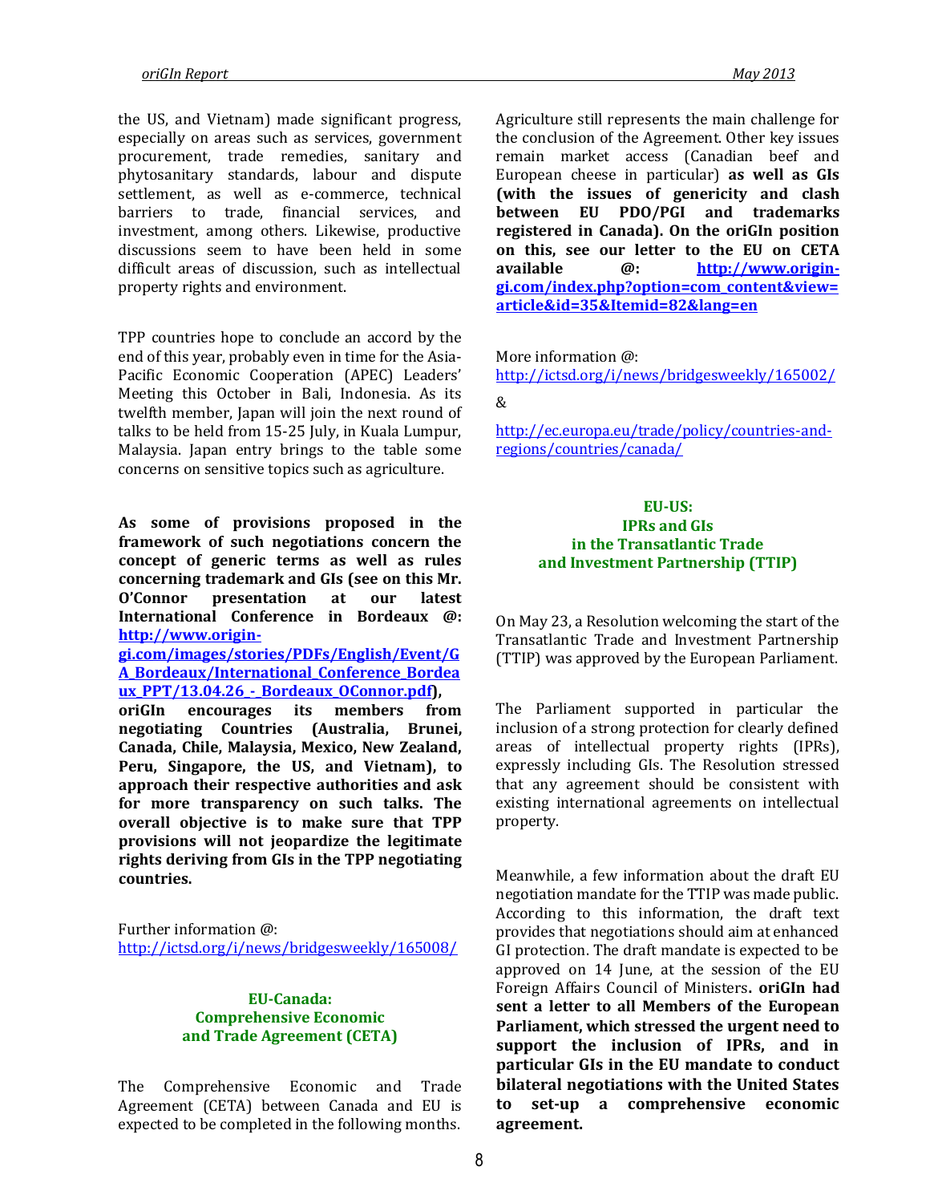the US, and Vietnam) made significant progress, especially on areas such as services, government procurement, trade remedies, sanitary and phytosanitary standards, labour and dispute settlement, as well as e-commerce, technical barriers to trade, financial services, and investment, among others. Likewise, productive discussions seem to have been held in some difficult areas of discussion, such as intellectual property rights and environment.

TPP countries hope to conclude an accord by the end of this year, probably even in time for the Asia-Pacific Economic Cooperation (APEC) Leaders' Meeting this October in Bali, Indonesia. As its twelfth member, Japan will join the next round of talks to be held from 15-25 July, in Kuala Lumpur, Malaysia. Japan entry brings to the table some concerns on sensitive topics such as agriculture.

**As some of provisions proposed in the framework of such negotiations concern the concept of generic terms as well as rules concerning trademark and GIs (see on this Mr. O'Connor presentation at our latest International Conference in Bordeaux @: [http://www.origin-gi.com/images/stories/PDFs/English/Event/GA_Bordeaux/International_Conference_Bordeaux_PPT/13.04.26_-_Bordeaux_OConnor.pdf](http://www.origin-gi.com/images/stories/PDFs/English/Event/GA_Bordeaux/International_Conference_Bordeaux_PPT/13.04.26_-_Bordeaux_OConnor.pdf)), oriGIn encourages its members from negotiating Countries (Australia, Brunei, Canada, Chile, Malaysia, Mexico, New Zealand, Peru, Singapore, the US, and Vietnam), to approach their respective authorities and ask for more transparency on such talks. The overall objective is to make sure that TPP provisions will not jeopardize the legitimate rights deriving from GIs in the TPP negotiating countries.**

Further information @: [http://ictsd.org/i/news/bridgesweekly/165008/](http://ictsd.org/i/news/bridgesweekly/165008/)

## EU-Canada: Comprehensive Economic and Trade Agreement (CETA)

The Comprehensive Economic and Trade Agreement (CETA) between Canada and EU is expected to be completed in the following months. Agriculture still represents the main challenge for the conclusion of the Agreement. Other key issues remain market access (Canadian beef and European cheese in particular) **as well as GIs (with the issues of genericity and clash between EU PDO/PGI and trademarks registered in Canada). On the oriGIn position on this, see our letter to the EU on CETA available @: [http://www.origin-gi.com/index.php?option=com_content&view=article&id=35&Itemid=82&lang=en](http://www.origin-gi.com/index.php?option=com_content&view=article&id=35&Itemid=82&lang=en)**

More information @: [http://ictsd.org/i/news/bridgesweekly/165002/](http://ictsd.org/i/news/bridgesweekly/165002/)

&

[http://ec.europa.eu/trade/policy/countries-and-regions/countries/canada/](http://ec.europa.eu/trade/policy/countries-and-regions/countries/canada/)

## EU-US: IPRs and GIs in the Transatlantic Trade and Investment Partnership (TTIP)

On May 23, a Resolution welcoming the start of the Transatlantic Trade and Investment Partnership (TTIP) was approved by the European Parliament.

The Parliament supported in particular the inclusion of a strong protection for clearly defined areas of intellectual property rights (IPRs), expressly including GIs. The Resolution stressed that any agreement should be consistent with existing international agreements on intellectual property.

Meanwhile, a few information about the draft EU negotiation mandate for the TTIP was made public. According to this information, the draft text provides that negotiations should aim at enhanced GI protection. The draft mandate is expected to be approved on 14 June, at the session of the EU Foreign Affairs Council of Ministers**. oriGIn had sent a letter to all Members of the European Parliament, which stressed the urgent need to support the inclusion of IPRs, and in particular GIs in the EU mandate to conduct bilateral negotiations with the United States to set-up a comprehensive economic agreement.**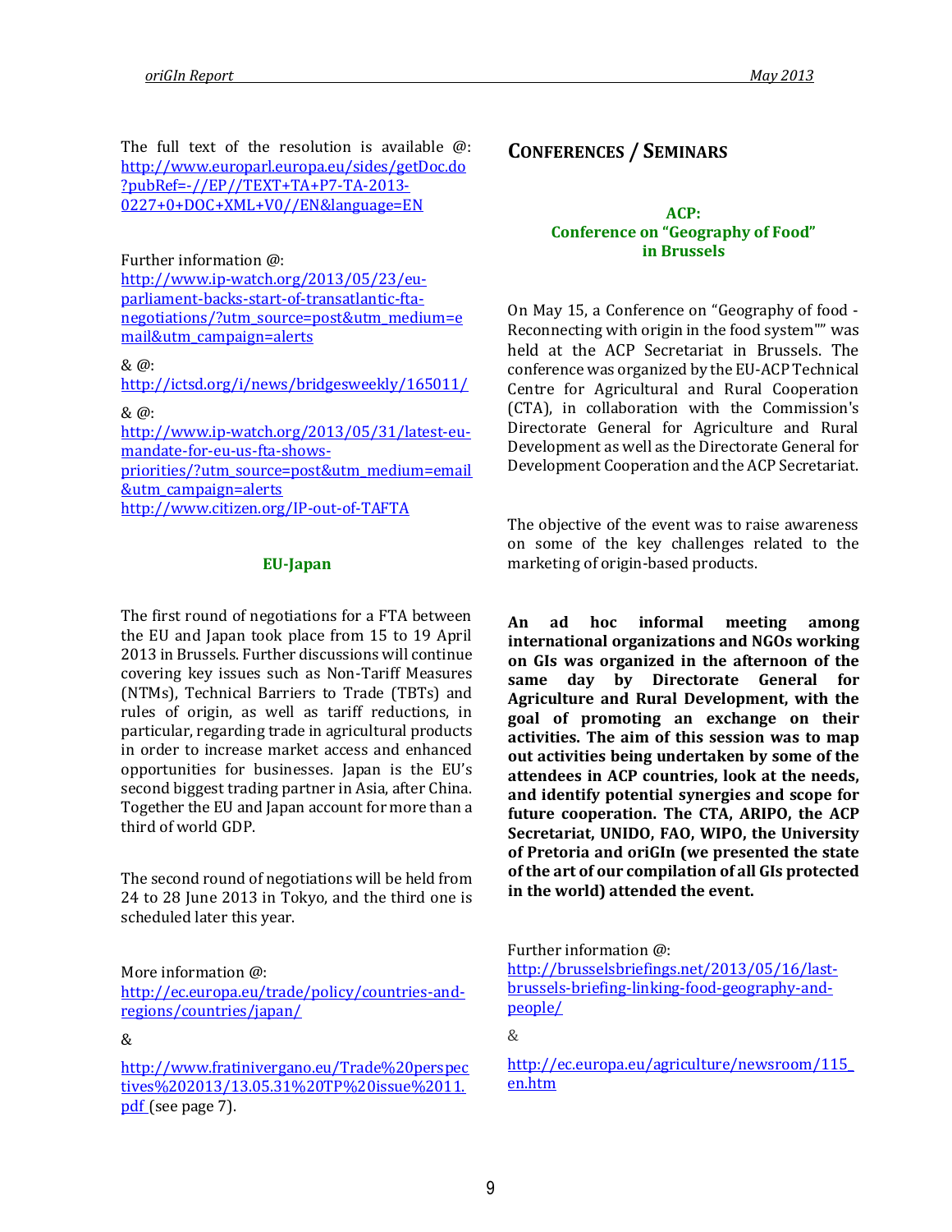The full text of the resolution is available @: http://www.europarl.europa.eu/sides/getDoc.do?pubRef=-//EP//TEXT+TA+P7-TA-2013-0227+0+DOC+XML+V0//EN&language=EN

Further information @:
http://www.ip-watch.org/2013/05/23/eu-parliament-backs-start-of-transatlantic-fta-negotiations/?utm_source=post&utm_medium=email&utm_campaign=alerts

& @:
http://ictsd.org/i/news/bridgesweekly/165011/

& @:
http://www.ip-watch.org/2013/05/31/latest-eu-mandate-for-eu-us-fta-shows-priorities/?utm_source=post&utm_medium=email&utm_campaign=alerts
http://www.citizen.org/IP-out-of-TAFTA

### EU-Japan

The first round of negotiations for a FTA between the EU and Japan took place from 15 to 19 April 2013 in Brussels. Further discussions will continue covering key issues such as Non-Tariff Measures (NTMs), Technical Barriers to Trade (TBTs) and rules of origin, as well as tariff reductions, in particular, regarding trade in agricultural products in order to increase market access and enhanced opportunities for businesses. Japan is the EU's second biggest trading partner in Asia, after China. Together the EU and Japan account for more than a third of world GDP.

The second round of negotiations will be held from 24 to 28 June 2013 in Tokyo, and the third one is scheduled later this year.

More information @:
http://ec.europa.eu/trade/policy/countries-and-regions/countries/japan/

&

http://www.fratinivergano.eu/Trade%20perspectives%202013/13.05.31%20TP%20issue%2011.pdf (see page 7).

## Conferences / Seminars

### ACP: Conference on "Geography of Food" in Brussels

On May 15, a Conference on "Geography of food - Reconnecting with origin in the food system"" was held at the ACP Secretariat in Brussels. The conference was organized by the EU-ACP Technical Centre for Agricultural and Rural Cooperation (CTA), in collaboration with the Commission's Directorate General for Agriculture and Rural Development as well as the Directorate General for Development Cooperation and the ACP Secretariat.

The objective of the event was to raise awareness on some of the key challenges related to the marketing of origin-based products.

**An ad hoc informal meeting among international organizations and NGOs working on GIs was organized in the afternoon of the same day by Directorate General for Agriculture and Rural Development, with the goal of promoting an exchange on their activities. The aim of this session was to map out activities being undertaken by some of the attendees in ACP countries, look at the needs, and identify potential synergies and scope for future cooperation. The CTA, ARIPO, the ACP Secretariat, UNIDO, FAO, WIPO, the University of Pretoria and oriGIn (we presented the state of the art of our compilation of all GIs protected in the world) attended the event.**

Further information @:
http://brusselsbriefings.net/2013/05/16/last-brussels-briefing-linking-food-geography-and-people/

&

http://ec.europa.eu/agriculture/newsroom/115_en.htm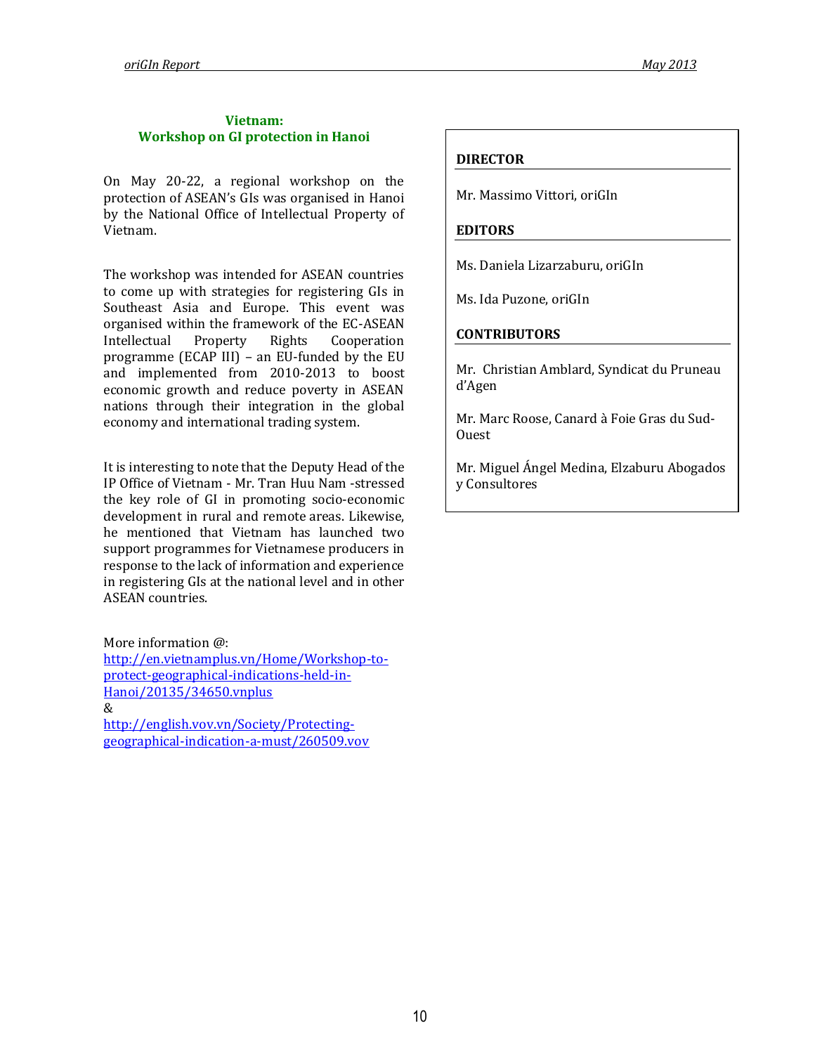## Vietnam: Workshop on GI protection in Hanoi

On May 20-22, a regional workshop on the protection of ASEAN's GIs was organised in Hanoi by the National Office of Intellectual Property of Vietnam.

The workshop was intended for ASEAN countries to come up with strategies for registering GIs in Southeast Asia and Europe. This event was organised within the framework of the EC-ASEAN Intellectual Property Rights Cooperation programme (ECAP III) – an EU-funded by the EU and implemented from 2010-2013 to boost economic growth and reduce poverty in ASEAN nations through their integration in the global economy and international trading system.

It is interesting to note that the Deputy Head of the IP Office of Vietnam - Mr. Tran Huu Nam -stressed the key role of GI in promoting socio-economic development in rural and remote areas. Likewise, he mentioned that Vietnam has launched two support programmes for Vietnamese producers in response to the lack of information and experience in registering GIs at the national level and in other ASEAN countries.

More information @:
http://en.vietnamplus.vn/Home/Workshop-to-protect-geographical-indications-held-in-Hanoi/20135/34650.vnplus
&
http://english.vov.vn/Society/Protecting-geographical-indication-a-must/260509.vov

**DIRECTOR**

Mr. Massimo Vittori, oriGIn

**EDITORS**

Ms. Daniela Lizarzaburu, oriGIn

Ms. Ida Puzone, oriGIn

**CONTRIBUTORS**

Mr. Christian Amblard, Syndicat du Pruneau d'Agen

Mr. Marc Roose, Canard à Foie Gras du Sud-Ouest

Mr. Miguel Ángel Medina, Elzaburu Abogados y Consultores